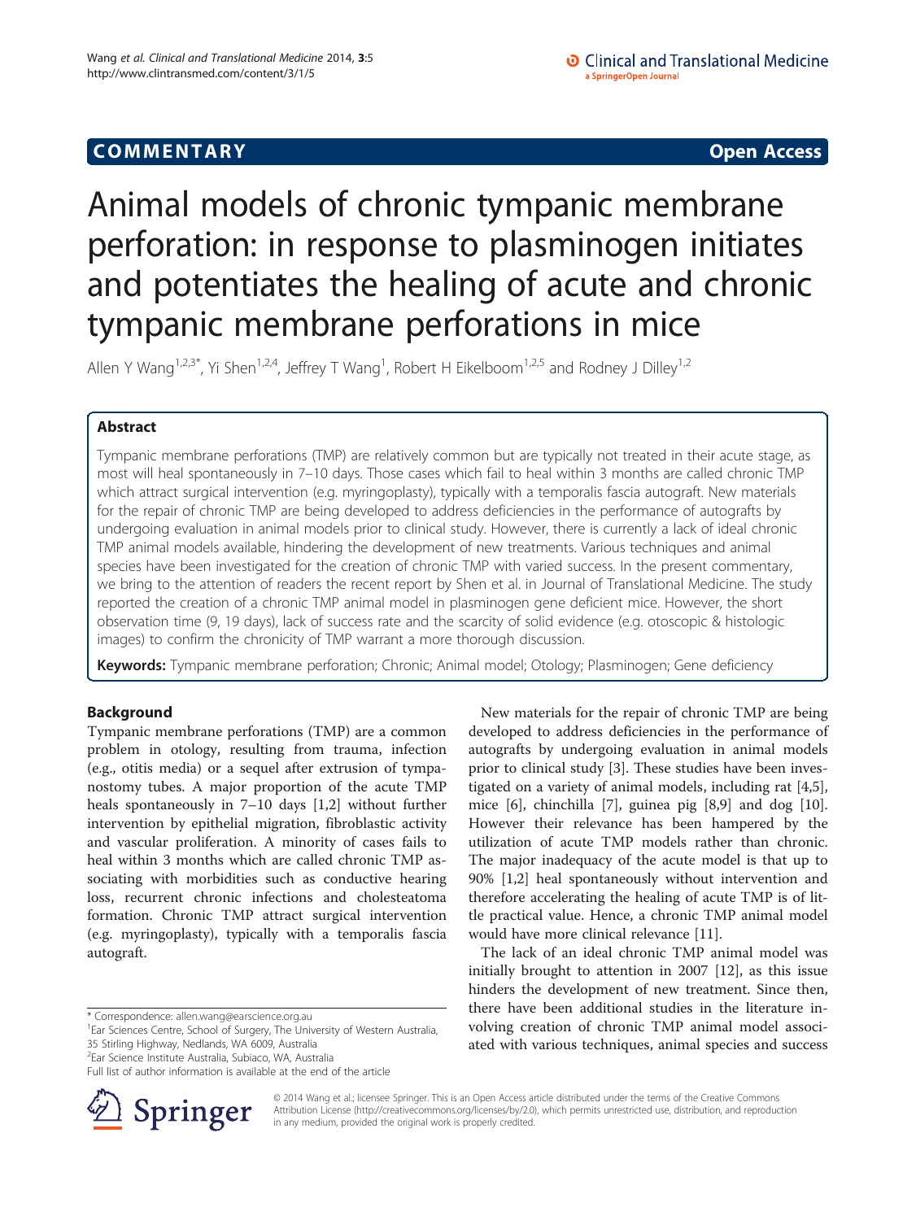**COMMENTARY** **Open Access**

# Animal models of chronic tympanic membrane perforation: in response to plasminogen initiates and potentiates the healing of acute and chronic tympanic membrane perforations in mice

Allen Y Wang[1,2,3*], Yi Shen[1,2,4], Jeffrey T Wang[1], Robert H Eikelboom[1,2,5] and Rodney J Dilley[1,2]

## Abstract

Tympanic membrane perforations (TMP) are relatively common but are typically not treated in their acute stage, as most will heal spontaneously in 7–10 days. Those cases which fail to heal within 3 months are called chronic TMP which attract surgical intervention (e.g. myringoplasty), typically with a temporalis fascia autograft. New materials for the repair of chronic TMP are being developed to address deficiencies in the performance of autografts by undergoing evaluation in animal models prior to clinical study. However, there is currently a lack of ideal chronic TMP animal models available, hindering the development of new treatments. Various techniques and animal species have been investigated for the creation of chronic TMP with varied success. In the present commentary, we bring to the attention of readers the recent report by Shen et al. in Journal of Translational Medicine. The study reported the creation of a chronic TMP animal model in plasminogen gene deficient mice. However, the short observation time (9, 19 days), lack of success rate and the scarcity of solid evidence (e.g. otoscopic & histologic images) to confirm the chronicity of TMP warrant a more thorough discussion.

**Keywords:** Tympanic membrane perforation; Chronic; Animal model; Otology; Plasminogen; Gene deficiency

## Background

Tympanic membrane perforations (TMP) are a common problem in otology, resulting from trauma, infection (e.g., otitis media) or a sequel after extrusion of tympanostomy tubes. A major proportion of the acute TMP heals spontaneously in 7–10 days [1,2] without further intervention by epithelial migration, fibroblastic activity and vascular proliferation. A minority of cases fails to heal within 3 months which are called chronic TMP associating with morbidities such as conductive hearing loss, recurrent chronic infections and cholesteatoma formation. Chronic TMP attract surgical intervention (e.g. myringoplasty), typically with a temporalis fascia autograft.

New materials for the repair of chronic TMP are being developed to address deficiencies in the performance of autografts by undergoing evaluation in animal models prior to clinical study [3]. These studies have been investigated on a variety of animal models, including rat [4,5], mice [6], chinchilla [7], guinea pig [8,9] and dog [10]. However their relevance has been hampered by the utilization of acute TMP models rather than chronic. The major inadequacy of the acute model is that up to 90% [1,2] heal spontaneously without intervention and therefore accelerating the healing of acute TMP is of little practical value. Hence, a chronic TMP animal model would have more clinical relevance [11].

The lack of an ideal chronic TMP animal model was initially brought to attention in 2007 [12], as this issue hinders the development of new treatment. Since then, there have been additional studies in the literature involving creation of chronic TMP animal model associated with various techniques, animal species and success

\* Correspondence: allen.wang@earscience.org.au

[1]Ear Sciences Centre, School of Surgery, The University of Western Australia, 35 Stirling Highway, Nedlands, WA 6009, Australia

[2]Ear Science Institute Australia, Subiaco, WA, Australia

Full list of author information is available at the end of the article

© 2014 Wang et al.; licensee Springer. This is an Open Access article distributed under the terms of the Creative Commons Attribution License (http://creativecommons.org/licenses/by/2.0), which permits unrestricted use, distribution, and reproduction in any medium, provided the original work is properly credited.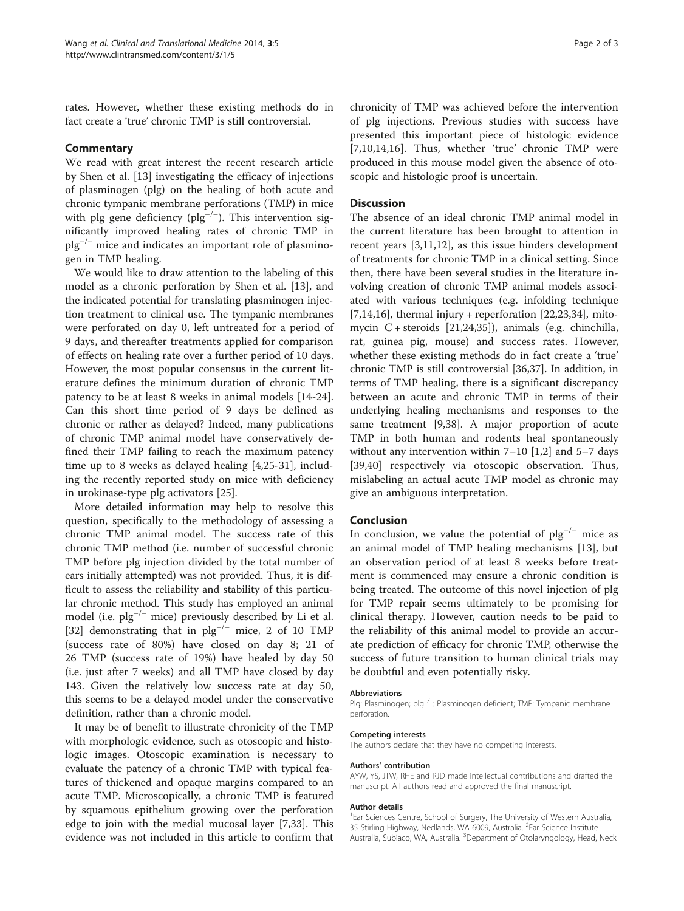rates. However, whether these existing methods do in fact create a 'true' chronic TMP is still controversial.

## Commentary

We read with great interest the recent research article by Shen et al. [13] investigating the efficacy of injections of plasminogen (plg) on the healing of both acute and chronic tympanic membrane perforations (TMP) in mice with plg gene deficiency ($plg^{-/-}$). This intervention significantly improved healing rates of chronic TMP in $plg^{-/-}$ mice and indicates an important role of plasminogen in TMP healing.

We would like to draw attention to the labeling of this model as a chronic perforation by Shen et al. [13], and the indicated potential for translating plasminogen injection treatment to clinical use. The tympanic membranes were perforated on day 0, left untreated for a period of 9 days, and thereafter treatments applied for comparison of effects on healing rate over a further period of 10 days. However, the most popular consensus in the current literature defines the minimum duration of chronic TMP patency to be at least 8 weeks in animal models [14-24]. Can this short time period of 9 days be defined as chronic or rather as delayed? Indeed, many publications of chronic TMP animal model have conservatively defined their TMP failing to reach the maximum patency time up to 8 weeks as delayed healing [4,25-31], including the recently reported study on mice with deficiency in urokinase-type plg activators [25].

More detailed information may help to resolve this question, specifically to the methodology of assessing a chronic TMP animal model. The success rate of this chronic TMP method (i.e. number of successful chronic TMP before plg injection divided by the total number of ears initially attempted) was not provided. Thus, it is difficult to assess the reliability and stability of this particular chronic method. This study has employed an animal model (i.e. $plg^{-/-}$ mice) previously described by Li et al. [32] demonstrating that in $plg^{-/-}$ mice, 2 of 10 TMP (success rate of 80%) have closed on day 8; 21 of 26 TMP (success rate of 19%) have healed by day 50 (i.e. just after 7 weeks) and all TMP have closed by day 143. Given the relatively low success rate at day 50, this seems to be a delayed model under the conservative definition, rather than a chronic model.

It may be of benefit to illustrate chronicity of the TMP with morphologic evidence, such as otoscopic and histologic images. Otoscopic examination is necessary to evaluate the patency of a chronic TMP with typical features of thickened and opaque margins compared to an acute TMP. Microscopically, a chronic TMP is featured by squamous epithelium growing over the perforation edge to join with the medial mucosal layer [7,33]. This evidence was not included in this article to confirm that chronicity of TMP was achieved before the intervention of plg injections. Previous studies with success have presented this important piece of histologic evidence [7,10,14,16]. Thus, whether 'true' chronic TMP were produced in this mouse model given the absence of otoscopic and histologic proof is uncertain.

## Discussion

The absence of an ideal chronic TMP animal model in the current literature has been brought to attention in recent years [3,11,12], as this issue hinders development of treatments for chronic TMP in a clinical setting. Since then, there have been several studies in the literature involving creation of chronic TMP animal models associated with various techniques (e.g. infolding technique [7,14,16], thermal injury + reperforation [22,23,34], mitomycin C + steroids [21,24,35]), animals (e.g. chinchilla, rat, guinea pig, mouse) and success rates. However, whether these existing methods do in fact create a 'true' chronic TMP is still controversial [36,37]. In addition, in terms of TMP healing, there is a significant discrepancy between an acute and chronic TMP in terms of their underlying healing mechanisms and responses to the same treatment [9,38]. A major proportion of acute TMP in both human and rodents heal spontaneously without any intervention within 7–10 [1,2] and 5–7 days [39,40] respectively via otoscopic observation. Thus, mislabeling an actual acute TMP model as chronic may give an ambiguous interpretation.

## Conclusion

In conclusion, we value the potential of $plg^{-/-}$ mice as an animal model of TMP healing mechanisms [13], but an observation period of at least 8 weeks before treatment is commenced may ensure a chronic condition is being treated. The outcome of this novel injection of plg for TMP repair seems ultimately to be promising for clinical therapy. However, caution needs to be paid to the reliability of this animal model to provide an accurate prediction of efficacy for chronic TMP, otherwise the success of future transition to human clinical trials may be doubtful and even potentially risky.

#### Abbreviations

Plg: Plasminogen; $plg^{-/-}$: Plasminogen deficient; TMP: Tympanic membrane perforation.

#### Competing interests

The authors declare that they have no competing interests.

#### Authors' contribution

AYW, YS, JTW, RHE and RJD made intellectual contributions and drafted the manuscript. All authors read and approved the final manuscript.

#### Author details

[1]Ear Sciences Centre, School of Surgery, The University of Western Australia, 35 Stirling Highway, Nedlands, WA 6009, Australia. [2]Ear Science Institute Australia, Subiaco, WA, Australia. [3]Department of Otolaryngology, Head, Neck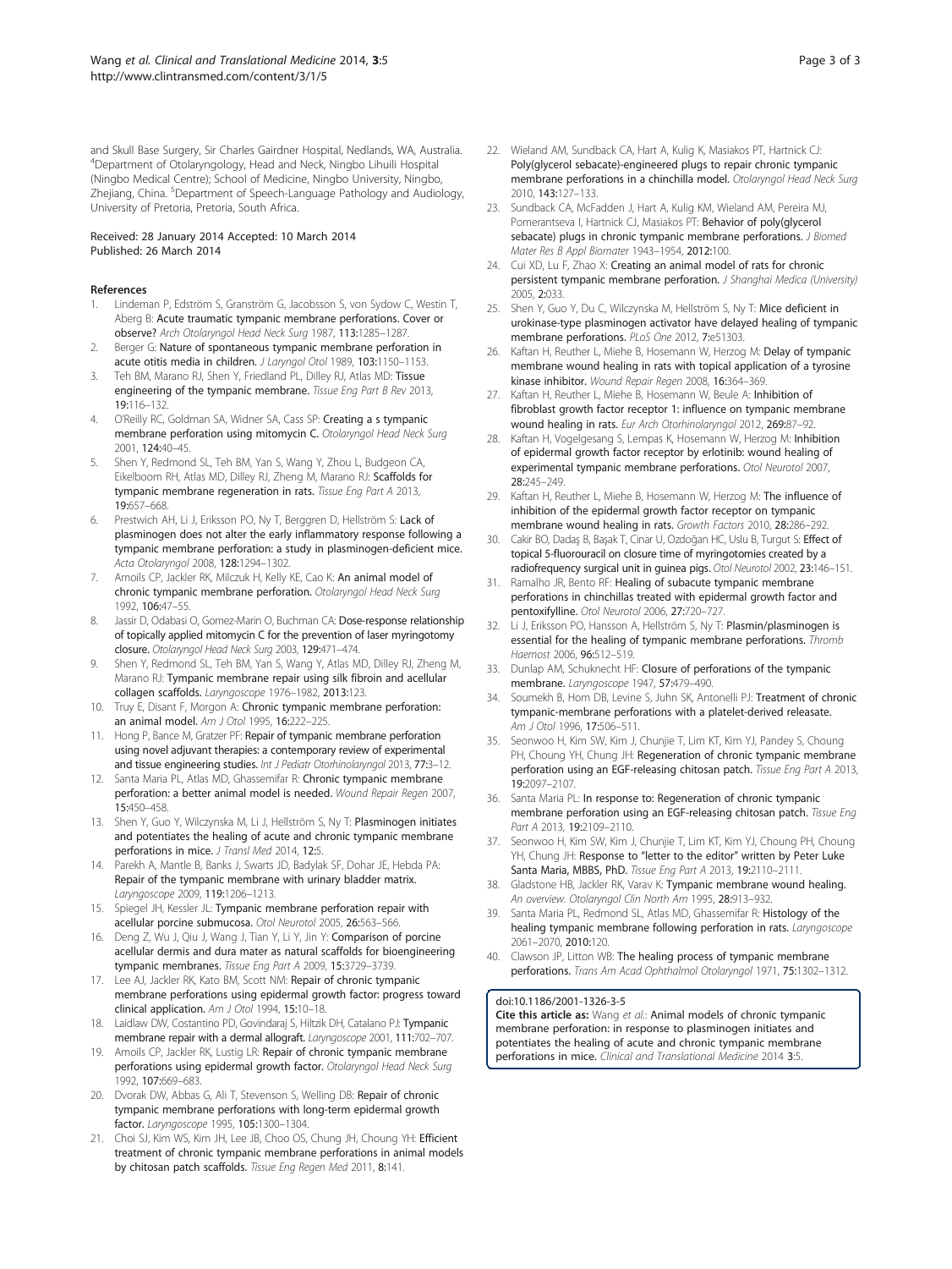and Skull Base Surgery, Sir Charles Gairdner Hospital, Nedlands, WA, Australia. [4]Department of Otolaryngology, Head and Neck, Ningbo Lihuili Hospital (Ningbo Medical Centre); School of Medicine, Ningbo University, Ningbo, Zhejiang, China. [5]Department of Speech-Language Pathology and Audiology, University of Pretoria, Pretoria, South Africa.

Received: 28 January 2014 Accepted: 10 March 2014
Published: 26 March 2014

## References

1. Lindeman P, Edström S, Granström G, Jacobsson S, von Sydow C, Westin T, Aberg B: **Acute traumatic tympanic membrane perforations. Cover or observe?** *Arch Otolaryngol Head Neck Surg* 1987, **113:**1285–1287.
2. Berger G: **Nature of spontaneous tympanic membrane perforation in acute otitis media in children.** *J Laryngol Otol* 1989, **103:**1150–1153.
3. Teh BM, Marano RJ, Shen Y, Friedland PL, Dilley RJ, Atlas MD: **Tissue engineering of the tympanic membrane.** *Tissue Eng Part B Rev* 2013, **19:**116–132.
4. O'Reilly RC, Goldman SA, Widner SA, Cass SP: **Creating a s tympanic membrane perforation using mitomycin C.** *Otolaryngol Head Neck Surg* 2001, **124:**40–45.
5. Shen Y, Redmond SL, Teh BM, Yan S, Wang Y, Zhou L, Budgeon CA, Eikelboom RH, Atlas MD, Dilley RJ, Zheng M, Marano RJ: **Scaffolds for tympanic membrane regeneration in rats.** *Tissue Eng Part A* 2013, **19:**657–668.
6. Prestwich AH, Li J, Eriksson PO, Ny T, Berggren D, Hellström S: **Lack of plasminogen does not alter the early inflammatory response following a tympanic membrane perforation: a study in plasminogen-deficient mice.** *Acta Otolaryngol* 2008, **128:**1294–1302.
7. Amoils CP, Jackler RK, Milczuk H, Kelly KE, Cao K: **An animal model of chronic tympanic membrane perforation.** *Otolaryngol Head Neck Surg* 1992, **106:**47–55.
8. Jassir D, Odabasi O, Gomez-Marin O, Buchman CA: **Dose-response relationship of topically applied mitomycin C for the prevention of laser myringotomy closure.** *Otolaryngol Head Neck Surg* 2003, **129:**471–474.
9. Shen Y, Redmond SL, Teh BM, Yan S, Wang Y, Atlas MD, Dilley RJ, Zheng M, Marano RJ: **Tympanic membrane repair using silk fibroin and acellular collagen scaffolds.** *Laryngoscope* 1976–1982, **2013:**123.
10. Truy E, Disant F, Morgon A: **Chronic tympanic membrane perforation: an animal model.** *Am J Otol* 1995, **16:**222–225.
11. Hong P, Bance M, Gratzer PF: **Repair of tympanic membrane perforation using novel adjuvant therapies: a contemporary review of experimental and tissue engineering studies.** *Int J Pediatr Otorhinolaryngol* 2013, **77:**3–12.
12. Santa Maria PL, Atlas MD, Ghassemifar R: **Chronic tympanic membrane perforation: a better animal model is needed.** *Wound Repair Regen* 2007, **15:**450–458.
13. Shen Y, Guo Y, Wilczynska M, Li J, Hellström S, Ny T: **Plasminogen initiates and potentiates the healing of acute and chronic tympanic membrane perforations in mice.** *J Transl Med* 2014, **12:**5.
14. Parekh A, Mantle B, Banks J, Swarts JD, Badylak SF, Dohar JE, Hebda PA: **Repair of the tympanic membrane with urinary bladder matrix.** *Laryngoscope* 2009, **119:**1206–1213.
15. Spiegel JH, Kessler JL: **Tympanic membrane perforation repair with acellular porcine submucosa.** *Otol Neurotol* 2005, **26:**563–566.
16. Deng Z, Wu J, Qiu J, Wang J, Tian Y, Li Y, Jin Y: **Comparison of porcine acellular dermis and dura mater as natural scaffolds for bioengineering tympanic membranes.** *Tissue Eng Part A* 2009, **15:**3729–3739.
17. Lee AJ, Jackler RK, Kato BM, Scott NM: **Repair of chronic tympanic membrane perforations using epidermal growth factor: progress toward clinical application.** *Am J Otol* 1994, **15:**10–18.
18. Laidlaw DW, Costantino PD, Govindaraj S, Hiltzik DH, Catalano PJ: **Tympanic membrane repair with a dermal allograft.** *Laryngoscope* 2001, **111:**702–707.
19. Amoils CP, Jackler RK, Lustig LR: **Repair of chronic tympanic membrane perforations using epidermal growth factor.** *Otolaryngol Head Neck Surg* 1992, **107:**669–683.
20. Dvorak DW, Abbas G, Ali T, Stevenson S, Welling DB: **Repair of chronic tympanic membrane perforations with long-term epidermal growth factor.** *Laryngoscope* 1995, **105:**1300–1304.
21. Choi SJ, Kim WS, Kim JH, Lee JB, Choo OS, Chung JH, Choung YH: **Efficient treatment of chronic tympanic membrane perforations in animal models by chitosan patch scaffolds.** *Tissue Eng Regen Med* 2011, **8:**141.
22. Wieland AM, Sundback CA, Hart A, Kulig K, Masiakos PT, Hartnick CJ: **Poly(glycerol sebacate)-engineered plugs to repair chronic tympanic membrane perforations in a chinchilla model.** *Otolaryngol Head Neck Surg* 2010, **143:**127–133.
23. Sundback CA, McFadden J, Hart A, Kulig KM, Wieland AM, Pereira MJ, Pomerantseva I, Hartnick CJ, Masiakos PT: **Behavior of poly(glycerol sebacate) plugs in chronic tympanic membrane perforations.** *J Biomed Mater Res B Appl Biomater* 1943–1954, **2012:**100.
24. Cui XD, Lu F, Zhao X: **Creating an animal model of rats for chronic persistent tympanic membrane perforation.** *J Shanghai Medica (University)* 2005, **2:**033.
25. Shen Y, Guo Y, Du C, Wilczynska M, Hellström S, Ny T: **Mice deficient in urokinase-type plasminogen activator have delayed healing of tympanic membrane perforations.** *PLoS One* 2012, **7:**e51303.
26. Kaftan H, Reuther L, Miehe B, Hosemann W, Herzog M: **Delay of tympanic membrane wound healing in rats with topical application of a tyrosine kinase inhibitor.** *Wound Repair Regen* 2008, **16:**364–369.
27. Kaftan H, Reuther L, Miehe B, Hosemann W, Beule A: **Inhibition of fibroblast growth factor receptor 1: influence on tympanic membrane wound healing in rats.** *Eur Arch Otorhinolaryngol* 2012, **269:**87–92.
28. Kaftan H, Vogelgesang S, Lempas K, Hosemann W, Herzog M: **Inhibition of epidermal growth factor receptor by erlotinib: wound healing of experimental tympanic membrane perforations.** *Otol Neurotol* 2007, **28:**245–249.
29. Kaftan H, Reuther L, Miehe B, Hosemann W, Herzog M: **The influence of inhibition of the epidermal growth factor receptor on tympanic membrane wound healing in rats.** *Growth Factors* 2010, **28:**286–292.
30. Cakir BO, Dadaş B, Başak T, Cinar U, Ozdoğan HC, Uslu B, Turgut S: **Effect of topical 5-fluorouracil on closure time of myringotomies created by a radiofrequency surgical unit in guinea pigs.** *Otol Neurotol* 2002, **23:**146–151.
31. Ramalho JR, Bento RF: **Healing of subacute tympanic membrane perforations in chinchillas treated with epidermal growth factor and pentoxifylline.** *Otol Neurotol* 2006, **27:**720–727.
32. Li J, Eriksson PO, Hansson A, Hellström S, Ny T: **Plasmin/plasminogen is essential for the healing of tympanic membrane perforations.** *Thromb Haemost* 2006, **96:**512–519.
33. Dunlap AM, Schuknecht HF: **Closure of perforations of the tympanic membrane.** *Laryngoscope* 1947, **57:**479–490.
34. Soumekh B, Hom DB, Levine S, Juhn SK, Antonelli PJ: **Treatment of chronic tympanic-membrane perforations with a platelet-derived releasate.** *Am J Otol* 1996, **17:**506–511.
35. Seonwoo H, Kim SW, Kim J, Chunjie T, Lim KT, Kim YJ, Pandey S, Choung PH, Choung YH, Chung JH: **Regeneration of chronic tympanic membrane perforation using an EGF-releasing chitosan patch.** *Tissue Eng Part A* 2013, **19:**2097–2107.
36. Santa Maria PL: **In response to: Regeneration of chronic tympanic membrane perforation using an EGF-releasing chitosan patch.** *Tissue Eng Part A* 2013, **19:**2109–2110.
37. Seonwoo H, Kim SW, Kim J, Chunjie T, Lim KT, Kim YJ, Choung PH, Choung YH, Chung JH: **Response to "letter to the editor" written by Peter Luke Santa Maria, MBBS, PhD.** *Tissue Eng Part A* 2013, **19:**2110–2111.
38. Gladstone HB, Jackler RK, Varav K: **Tympanic membrane wound healing. An overview.** *Otolaryngol Clin North Am* 1995, **28:**913–932.
39. Santa Maria PL, Redmond SL, Atlas MD, Ghassemifar R: **Histology of the healing tympanic membrane following perforation in rats.** *Laryngoscope* 2061–2070, **2010:**120.
40. Clawson JP, Litton WB: **The healing process of tympanic membrane perforations.** *Trans Am Acad Ophthalmol Otolaryngol* 1971, **75:**1302–1312.

doi:10.1186/2001-1326-3-5
**Cite this article as:** Wang *et al.*: Animal models of chronic tympanic membrane perforation: in response to plasminogen initiates and potentiates the healing of acute and chronic tympanic membrane perforations in mice. *Clinical and Translational Medicine* 2014 **3**:5.